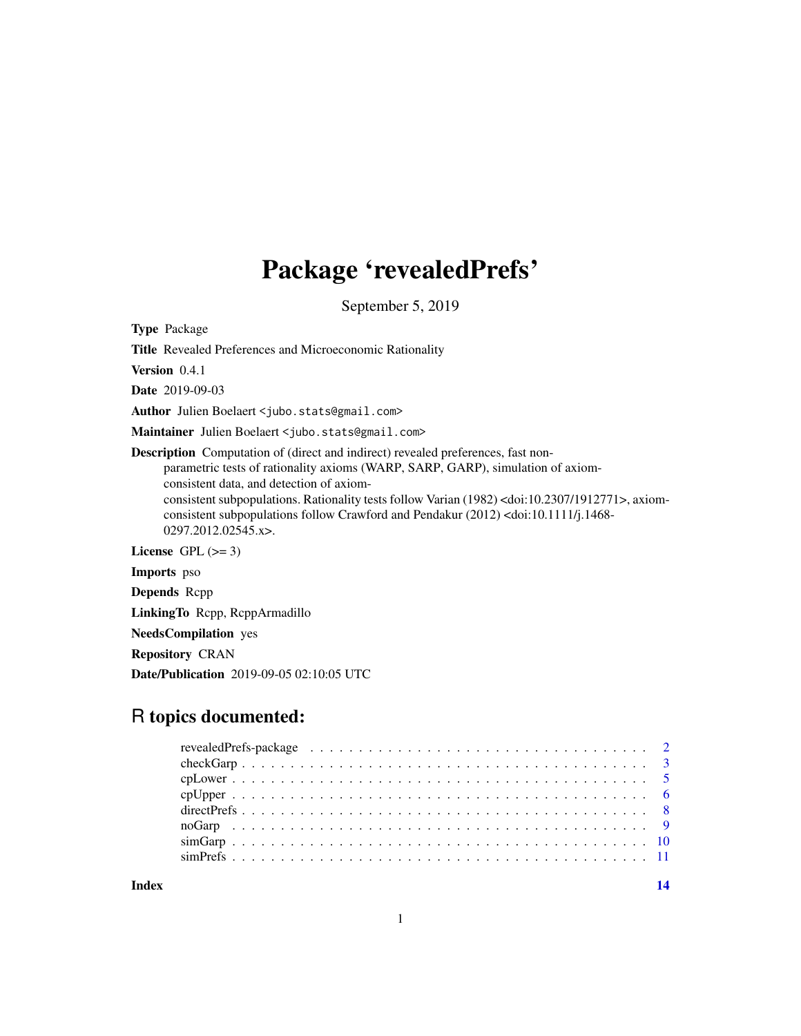# Package 'revealedPrefs'

September 5, 2019

**Type** Package

**Title** Revealed Preferences and Microeconomic Rationality

**Version** 0.4.1

**Date** 2019-09-03

**Author** Julien Boelaert <jubo.stats@gmail.com>

**Maintainer** Julien Boelaert <jubo.stats@gmail.com>

**Description** Computation of (direct and indirect) revealed preferences, fast non-parametric tests of rationality axioms (WARP, SARP, GARP), simulation of axiom-consistent data, and detection of axiom-consistent subpopulations. Rationality tests follow Varian (1982) <doi:10.2307/1912771>, axiom-consistent subpopulations follow Crawford and Pendakur (2012) <doi:10.1111/j.1468-0297.2012.02545.x>.

**License** GPL (>= 3)

**Imports** pso

**Depends** Rcpp

**LinkingTo** Rcpp, RcppArmadillo

**NeedsCompilation** yes

**Repository** CRAN

**Date/Publication** 2019-09-05 02:10:05 UTC

## R topics documented:

| | |
|---|---|
| revealedPrefs-package | 2 |
| checkGarp | 3 |
| cpLower | 5 |
| cpUpper | 6 |
| directPrefs | 8 |
| noGarp | 9 |
| simGarp | 10 |
| simPrefs | 11 |
| **Index** | **14** |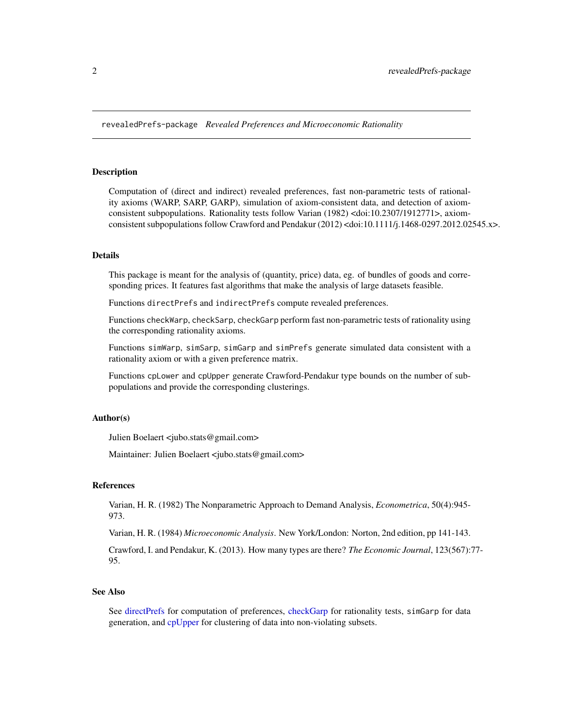revealedPrefs-package *Revealed Preferences and Microeconomic Rationality*

## Description

Computation of (direct and indirect) revealed preferences, fast non-parametric tests of rationality axioms (WARP, SARP, GARP), simulation of axiom-consistent data, and detection of axiom-consistent subpopulations. Rationality tests follow Varian (1982) <doi:10.2307/1912771>, axiom-consistent subpopulations follow Crawford and Pendakur (2012) <doi:10.1111/j.1468-0297.2012.02545.x>.

## Details

This package is meant for the analysis of (quantity, price) data, eg. of bundles of goods and corresponding prices. It features fast algorithms that make the analysis of large datasets feasible.

Functions `directPrefs` and `indirectPrefs` compute revealed preferences.

Functions `checkWarp`, `checkSarp`, `checkGarp` perform fast non-parametric tests of rationality using the corresponding rationality axioms.

Functions `simWarp`, `simSarp`, `simGarp` and `simPrefs` generate simulated data consistent with a rationality axiom or with a given preference matrix.

Functions `cpLower` and `cpUpper` generate Crawford-Pendakur type bounds on the number of subpopulations and provide the corresponding clusterings.

## Author(s)

Julien Boelaert <jubo.stats@gmail.com>

Maintainer: Julien Boelaert <jubo.stats@gmail.com>

## References

Varian, H. R. (1982) The Nonparametric Approach to Demand Analysis, *Econometrica*, 50(4):945-973.

Varian, H. R. (1984) *Microeconomic Analysis*. New York/London: Norton, 2nd edition, pp 141-143.

Crawford, I. and Pendakur, K. (2013). How many types are there? *The Economic Journal*, 123(567):77-95.

## See Also

See directPrefs for computation of preferences, checkGarp for rationality tests, `simGarp` for data generation, and cpUpper for clustering of data into non-violating subsets.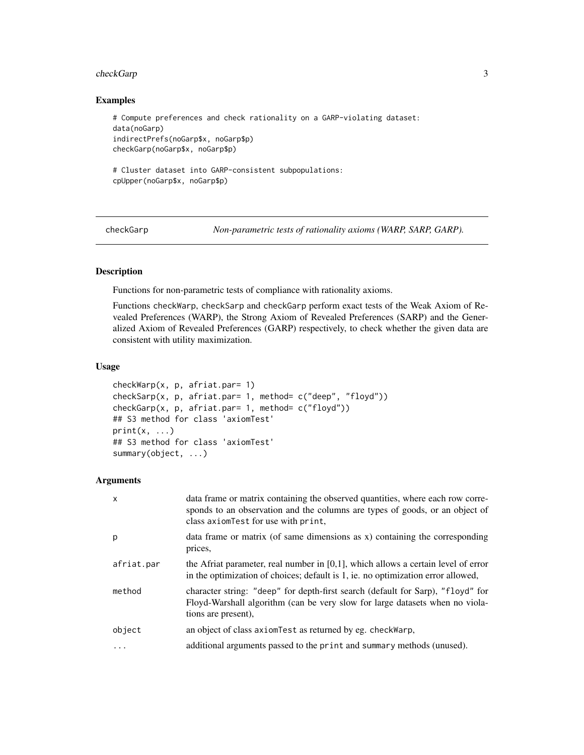## Examples

```
# Compute preferences and check rationality on a GARP-violating dataset:
data(noGarp)
indirectPrefs(noGarp$x, noGarp$p)
checkGarp(noGarp$x, noGarp$p)

# Cluster dataset into GARP-consistent subpopulations:
cpUpper(noGarp$x, noGarp$p)
```

---

checkGarp *Non-parametric tests of rationality axioms (WARP, SARP, GARP).*

---

## Description

Functions for non-parametric tests of compliance with rationality axioms.

Functions checkWarp, checkSarp and checkGarp perform exact tests of the Weak Axiom of Revealed Preferences (WARP), the Strong Axiom of Revealed Preferences (SARP) and the Generalized Axiom of Revealed Preferences (GARP) respectively, to check whether the given data are consistent with utility maximization.

## Usage

```
checkWarp(x, p, afriat.par= 1)
checkSarp(x, p, afriat.par= 1, method= c("deep", "floyd"))
checkGarp(x, p, afriat.par= 1, method= c("floyd"))
## S3 method for class 'axiomTest'
print(x, ...)
## S3 method for class 'axiomTest'
summary(object, ...)
```

## Arguments

| | |
|---|---|
| x | data frame or matrix containing the observed quantities, where each row corresponds to an observation and the columns are types of goods, or an object of class axiomTest for use with print, |
| p | data frame or matrix (of same dimensions as x) containing the corresponding prices, |
| afriat.par | the Afriat parameter, real number in [0,1], which allows a certain level of error in the optimization of choices; default is 1, ie. no optimization error allowed, |
| method | character string: "deep" for depth-first search (default for Sarp), "floyd" for Floyd-Warshall algorithm (can be very slow for large datasets when no violations are present), |
| object | an object of class axiomTest as returned by eg. checkWarp, |
| ... | additional arguments passed to the print and summary methods (unused). |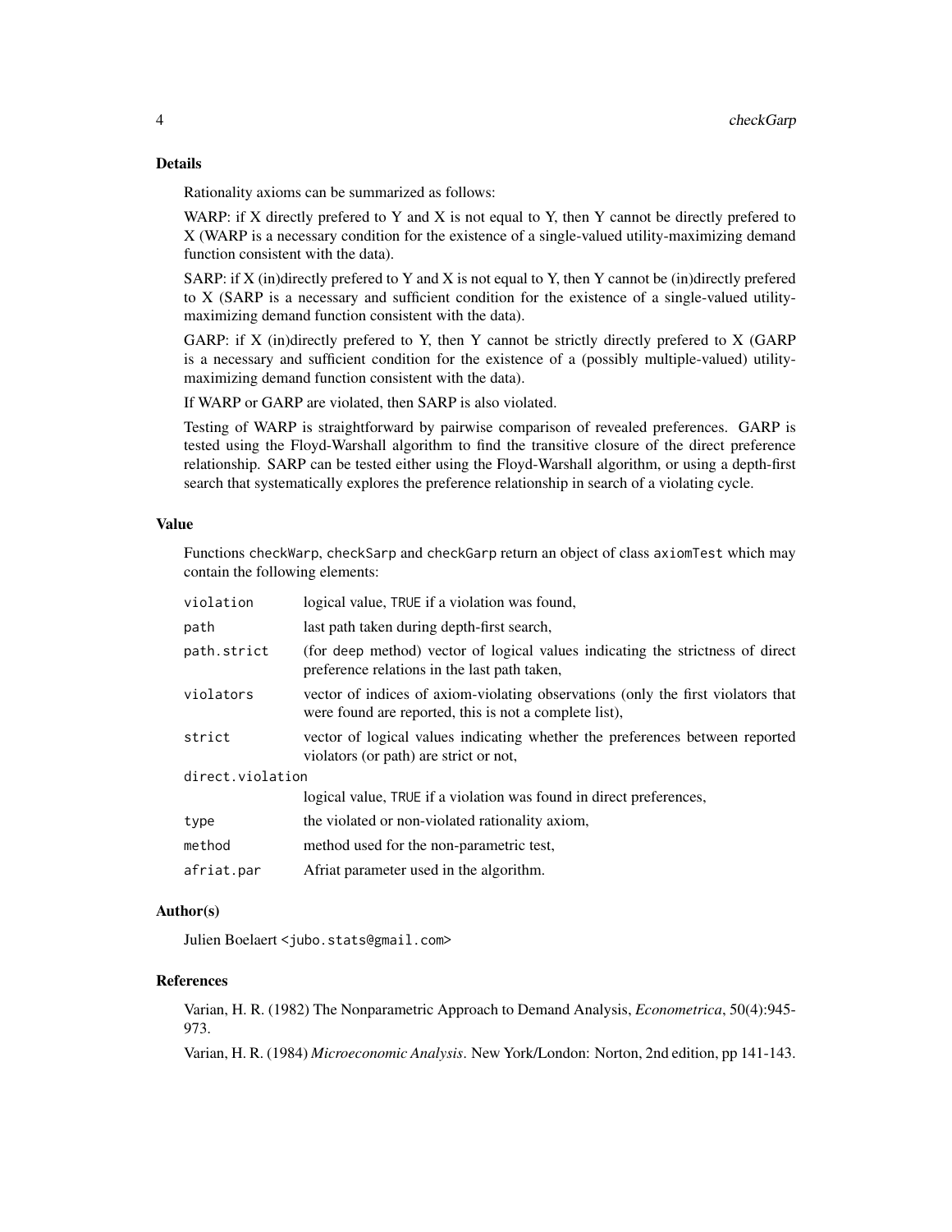## Details

Rationality axioms can be summarized as follows:

WARP: if X directly prefered to Y and X is not equal to Y, then Y cannot be directly prefered to X (WARP is a necessary condition for the existence of a single-valued utility-maximizing demand function consistent with the data).

SARP: if X (in)directly prefered to Y and X is not equal to Y, then Y cannot be (in)directly prefered to X (SARP is a necessary and sufficient condition for the existence of a single-valued utility-maximizing demand function consistent with the data).

GARP: if X (in)directly prefered to Y, then Y cannot be strictly directly prefered to X (GARP is a necessary and sufficient condition for the existence of a (possibly multiple-valued) utility-maximizing demand function consistent with the data).

If WARP or GARP are violated, then SARP is also violated.

Testing of WARP is straightforward by pairwise comparison of revealed preferences. GARP is tested using the Floyd-Warshall algorithm to find the transitive closure of the direct preference relationship. SARP can be tested either using the Floyd-Warshall algorithm, or using a depth-first search that systematically explores the preference relationship in search of a violating cycle.

## Value

Functions `checkWarp`, `checkSarp` and `checkGarp` return an object of class `axiomTest` which may contain the following elements:

| | |
|---|---|
| `violation` | logical value, TRUE if a violation was found, |
| `path` | last path taken during depth-first search, |
| `path.strict` | (for deep method) vector of logical values indicating the strictness of direct preference relations in the last path taken, |
| `violators` | vector of indices of axiom-violating observations (only the first violators that were found are reported, this is not a complete list), |
| `strict` | vector of logical values indicating whether the preferences between reported violators (or path) are strict or not, |
| `direct.violation` | logical value, TRUE if a violation was found in direct preferences, |
| `type` | the violated or non-violated rationality axiom, |
| `method` | method used for the non-parametric test, |
| `afriat.par` | Afriat parameter used in the algorithm. |

## Author(s)

Julien Boelaert <jubo.stats@gmail.com>

## References

Varian, H. R. (1982) The Nonparametric Approach to Demand Analysis, *Econometrica*, 50(4):945-973.

Varian, H. R. (1984) *Microeconomic Analysis*. New York/London: Norton, 2nd edition, pp 141-143.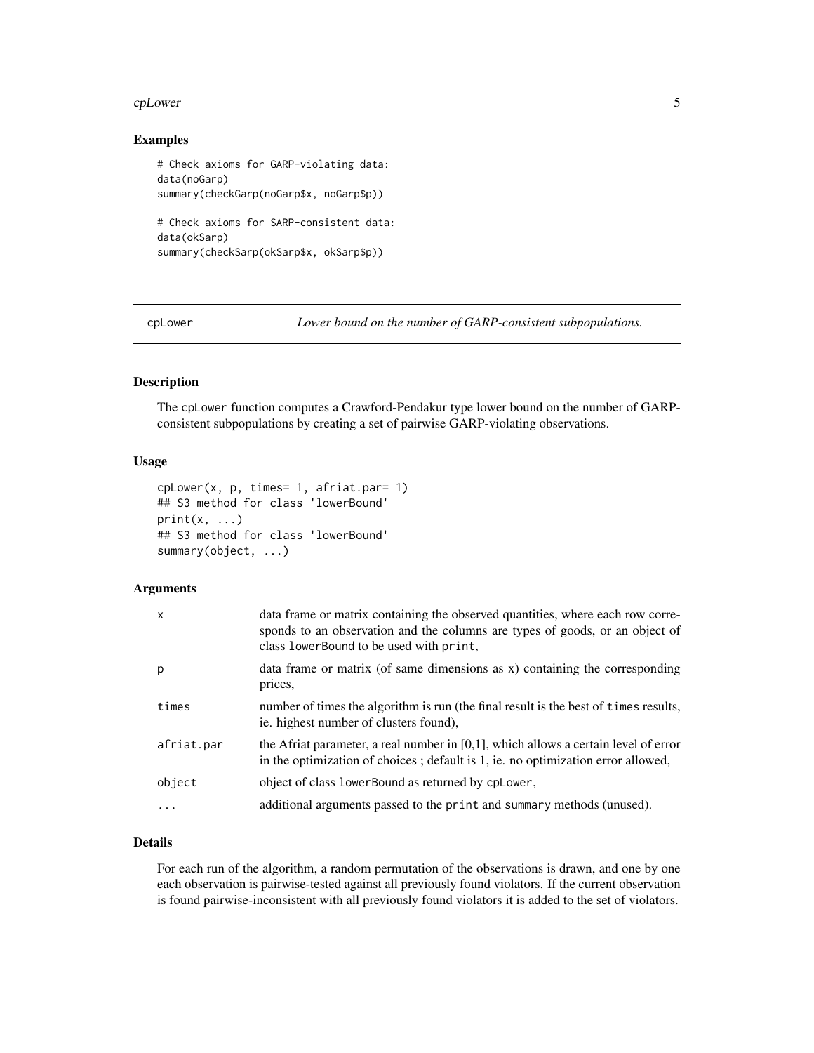### Examples

```
# Check axioms for GARP-violating data:
data(noGarp)
summary(checkGarp(noGarp$x, noGarp$p))

# Check axioms for SARP-consistent data:
data(okSarp)
summary(checkSarp(okSarp$x, okSarp$p))
```

---

## cpLower — *Lower bound on the number of GARP-consistent subpopulations.*

---

### Description

The cpLower function computes a Crawford-Pendakur type lower bound on the number of GARP-consistent subpopulations by creating a set of pairwise GARP-violating observations.

### Usage

```
cpLower(x, p, times= 1, afriat.par= 1)
## S3 method for class 'lowerBound'
print(x, ...)
## S3 method for class 'lowerBound'
summary(object, ...)
```

### Arguments

| | |
|---|---|
| x | data frame or matrix containing the observed quantities, where each row corresponds to an observation and the columns are types of goods, or an object of class lowerBound to be used with print, |
| p | data frame or matrix (of same dimensions as x) containing the corresponding prices, |
| times | number of times the algorithm is run (the final result is the best of times results, ie. highest number of clusters found), |
| afriat.par | the Afriat parameter, a real number in [0,1], which allows a certain level of error in the optimization of choices ; default is 1, ie. no optimization error allowed, |
| object | object of class lowerBound as returned by cpLower, |
| ... | additional arguments passed to the print and summary methods (unused). |

### Details

For each run of the algorithm, a random permutation of the observations is drawn, and one by one each observation is pairwise-tested against all previously found violators. If the current observation is found pairwise-inconsistent with all previously found violators it is added to the set of violators.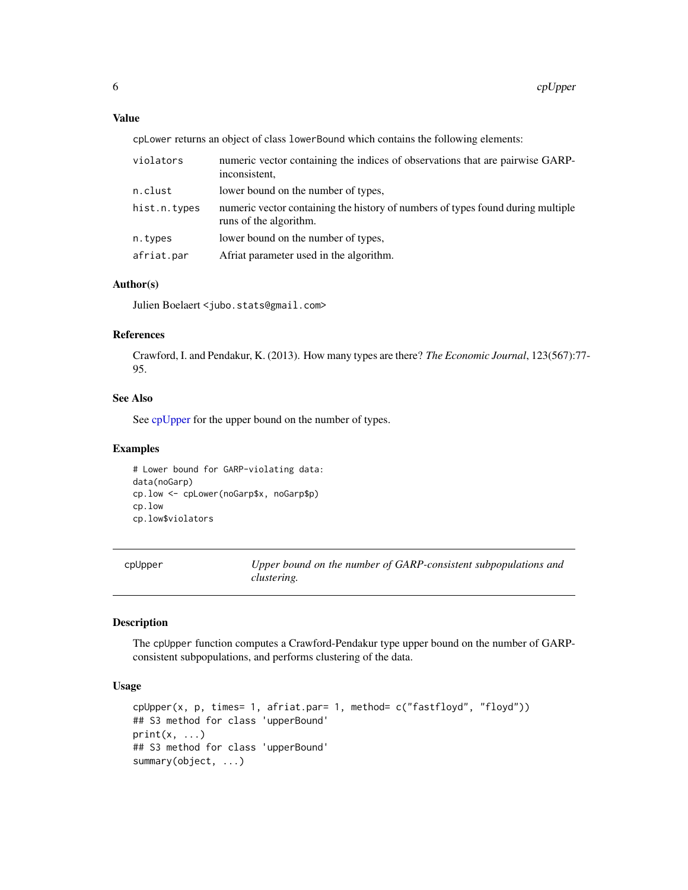### Value

cpLower returns an object of class lowerBound which contains the following elements:

| | |
|---|---|
| violators | numeric vector containing the indices of observations that are pairwise GARP-inconsistent, |
| n.clust | lower bound on the number of types, |
| hist.n.types | numeric vector containing the history of numbers of types found during multiple runs of the algorithm. |
| n.types | lower bound on the number of types, |
| afriat.par | Afriat parameter used in the algorithm. |

### Author(s)

Julien Boelaert <jubo.stats@gmail.com>

### References

Crawford, I. and Pendakur, K. (2013). How many types are there? *The Economic Journal*, 123(567):77-95.

### See Also

See cpUpper for the upper bound on the number of types.

### Examples

```
# Lower bound for GARP-violating data:
data(noGarp)
cp.low <- cpLower(noGarp$x, noGarp$p)
cp.low
cp.low$violators
```

---

## cpUpper — *Upper bound on the number of GARP-consistent subpopulations and clustering.*

---

### Description

The cpUpper function computes a Crawford-Pendakur type upper bound on the number of GARP-consistent subpopulations, and performs clustering of the data.

### Usage

```
cpUpper(x, p, times= 1, afriat.par= 1, method= c("fastfloyd", "floyd"))
## S3 method for class 'upperBound'
print(x, ...)
## S3 method for class 'upperBound'
summary(object, ...)
```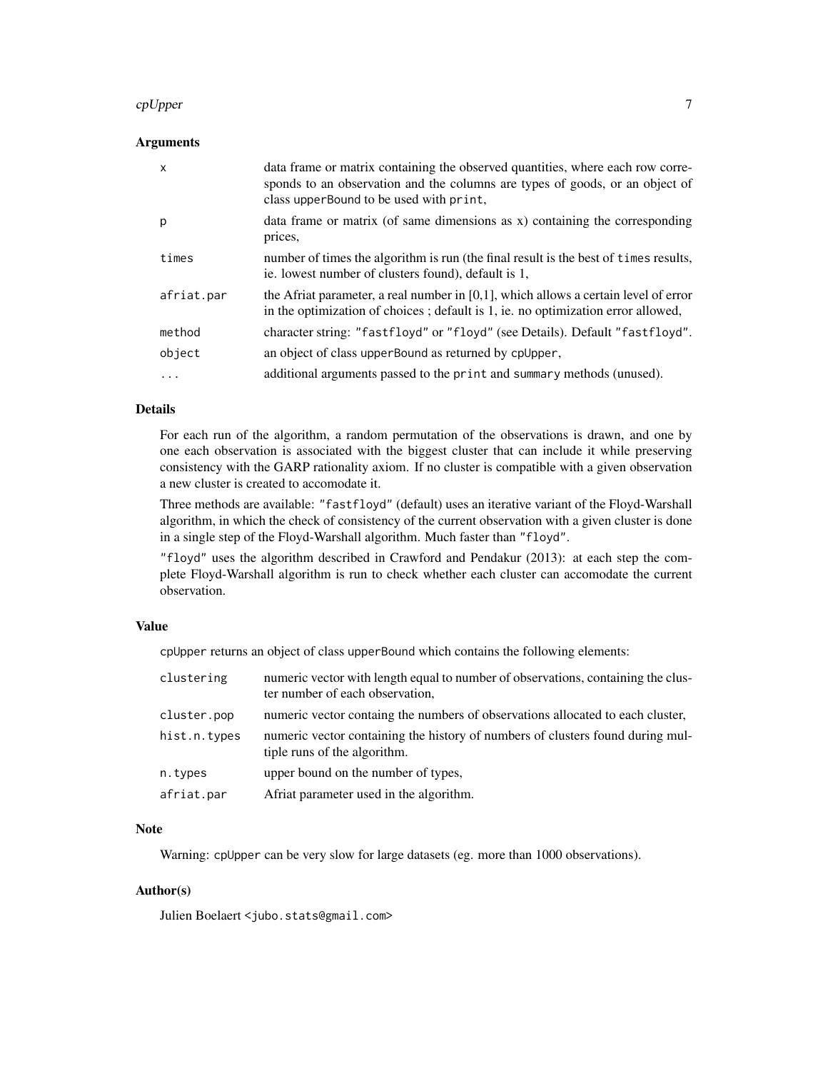### Arguments

| | |
|---|---|
| `x` | data frame or matrix containing the observed quantities, where each row corresponds to an observation and the columns are types of goods, or an object of class `upperBound` to be used with `print`, |
| `p` | data frame or matrix (of same dimensions as x) containing the corresponding prices, |
| `times` | number of times the algorithm is run (the final result is the best of `times` results, ie. lowest number of clusters found), default is 1, |
| `afriat.par` | the Afriat parameter, a real number in [0,1], which allows a certain level of error in the optimization of choices ; default is 1, ie. no optimization error allowed, |
| `method` | character string: `"fastfloyd"` or `"floyd"` (see Details). Default `"fastfloyd"`. |
| `object` | an object of class `upperBound` as returned by `cpUpper`, |
| `...` | additional arguments passed to the `print` and `summary` methods (unused). |

### Details

For each run of the algorithm, a random permutation of the observations is drawn, and one by one each observation is associated with the biggest cluster that can include it while preserving consistency with the GARP rationality axiom. If no cluster is compatible with a given observation a new cluster is created to accomodate it.

Three methods are available: `"fastfloyd"` (default) uses an iterative variant of the Floyd-Warshall algorithm, in which the check of consistency of the current observation with a given cluster is done in a single step of the Floyd-Warshall algorithm. Much faster than `"floyd"`.

`"floyd"` uses the algorithm described in Crawford and Pendakur (2013): at each step the complete Floyd-Warshall algorithm is run to check whether each cluster can accomodate the current observation.

### Value

`cpUpper` returns an object of class `upperBound` which contains the following elements:

| | |
|---|---|
| `clustering` | numeric vector with length equal to number of observations, containing the cluster number of each observation, |
| `cluster.pop` | numeric vector containg the numbers of observations allocated to each cluster, |
| `hist.n.types` | numeric vector containing the history of numbers of clusters found during multiple runs of the algorithm. |
| `n.types` | upper bound on the number of types, |
| `afriat.par` | Afriat parameter used in the algorithm. |

### Note

Warning: `cpUpper` can be very slow for large datasets (eg. more than 1000 observations).

### Author(s)

Julien Boelaert <jubo.stats@gmail.com>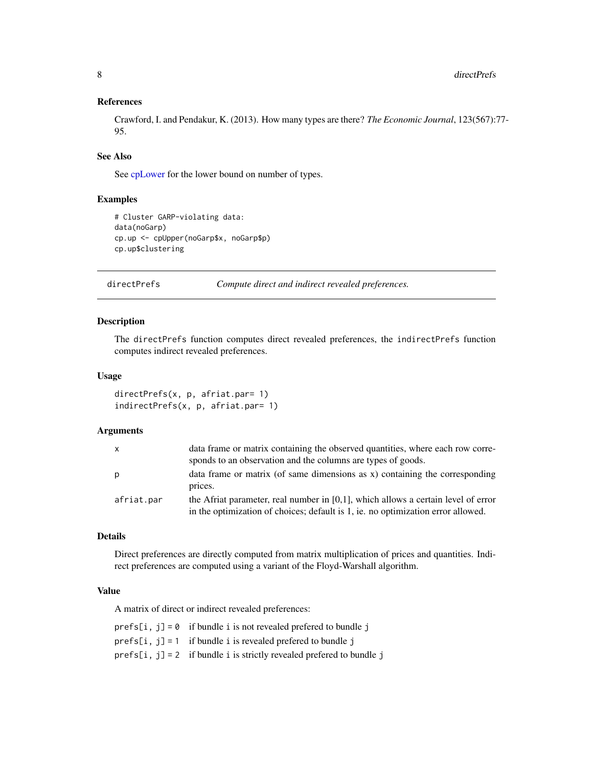### References

Crawford, I. and Pendakur, K. (2013). How many types are there? *The Economic Journal*, 123(567):77-95.

### See Also

See cpLower for the lower bound on number of types.

### Examples

```
# Cluster GARP-violating data:
data(noGarp)
cp.up <- cpUpper(noGarp$x, noGarp$p)
cp.up$clustering
```

---

## directPrefs — *Compute direct and indirect revealed preferences.*

---

### Description

The directPrefs function computes direct revealed preferences, the indirectPrefs function computes indirect revealed preferences.

### Usage

```
directPrefs(x, p, afriat.par= 1)
indirectPrefs(x, p, afriat.par= 1)
```

### Arguments

| | |
|---|---|
| x | data frame or matrix containing the observed quantities, where each row corresponds to an observation and the columns are types of goods. |
| p | data frame or matrix (of same dimensions as x) containing the corresponding prices. |
| afriat.par | the Afriat parameter, real number in [0,1], which allows a certain level of error in the optimization of choices; default is 1, ie. no optimization error allowed. |

### Details

Direct preferences are directly computed from matrix multiplication of prices and quantities. Indirect preferences are computed using a variant of the Floyd-Warshall algorithm.

### Value

A matrix of direct or indirect revealed preferences:

| | |
|---|---|
| prefs[i, j] = 0 | if bundle i is not revealed prefered to bundle j |
| prefs[i, j] = 1 | if bundle i is revealed prefered to bundle j |
| prefs[i, j] = 2 | if bundle i is strictly revealed prefered to bundle j |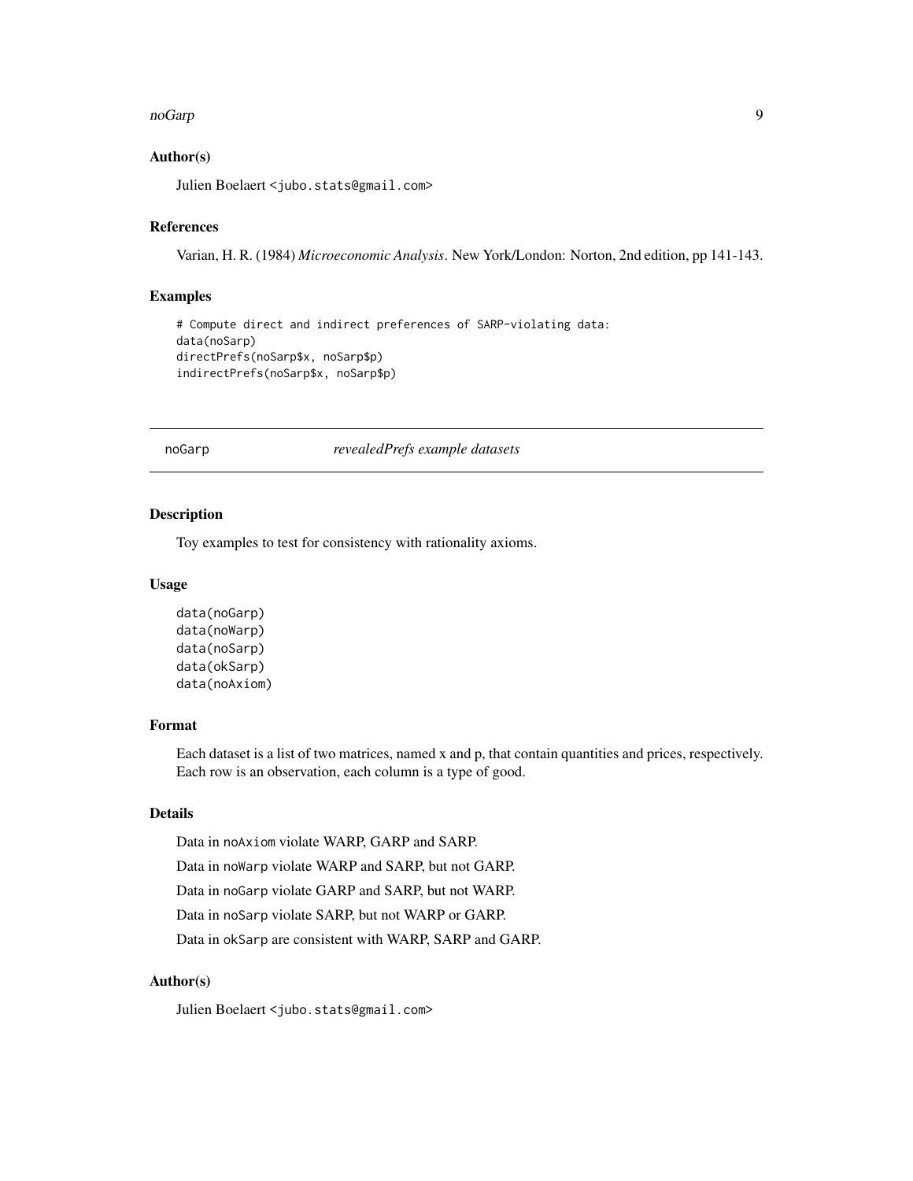### Author(s)

Julien Boelaert <jubo.stats@gmail.com>

### References

Varian, H. R. (1984) *Microeconomic Analysis*. New York/London: Norton, 2nd edition, pp 141-143.

### Examples

```
# Compute direct and indirect preferences of SARP-violating data:
data(noSarp)
directPrefs(noSarp$x, noSarp$p)
indirectPrefs(noSarp$x, noSarp$p)
```

---

## noGarp — *revealedPrefs example datasets*

### Description

Toy examples to test for consistency with rationality axioms.

### Usage

```
data(noGarp)
data(noWarp)
data(noSarp)
data(okSarp)
data(noAxiom)
```

### Format

Each dataset is a list of two matrices, named x and p, that contain quantities and prices, respectively. Each row is an observation, each column is a type of good.

### Details

Data in noAxiom violate WARP, GARP and SARP.

Data in noWarp violate WARP and SARP, but not GARP.

Data in noGarp violate GARP and SARP, but not WARP.

Data in noSarp violate SARP, but not WARP or GARP.

Data in okSarp are consistent with WARP, SARP and GARP.

### Author(s)

Julien Boelaert <jubo.stats@gmail.com>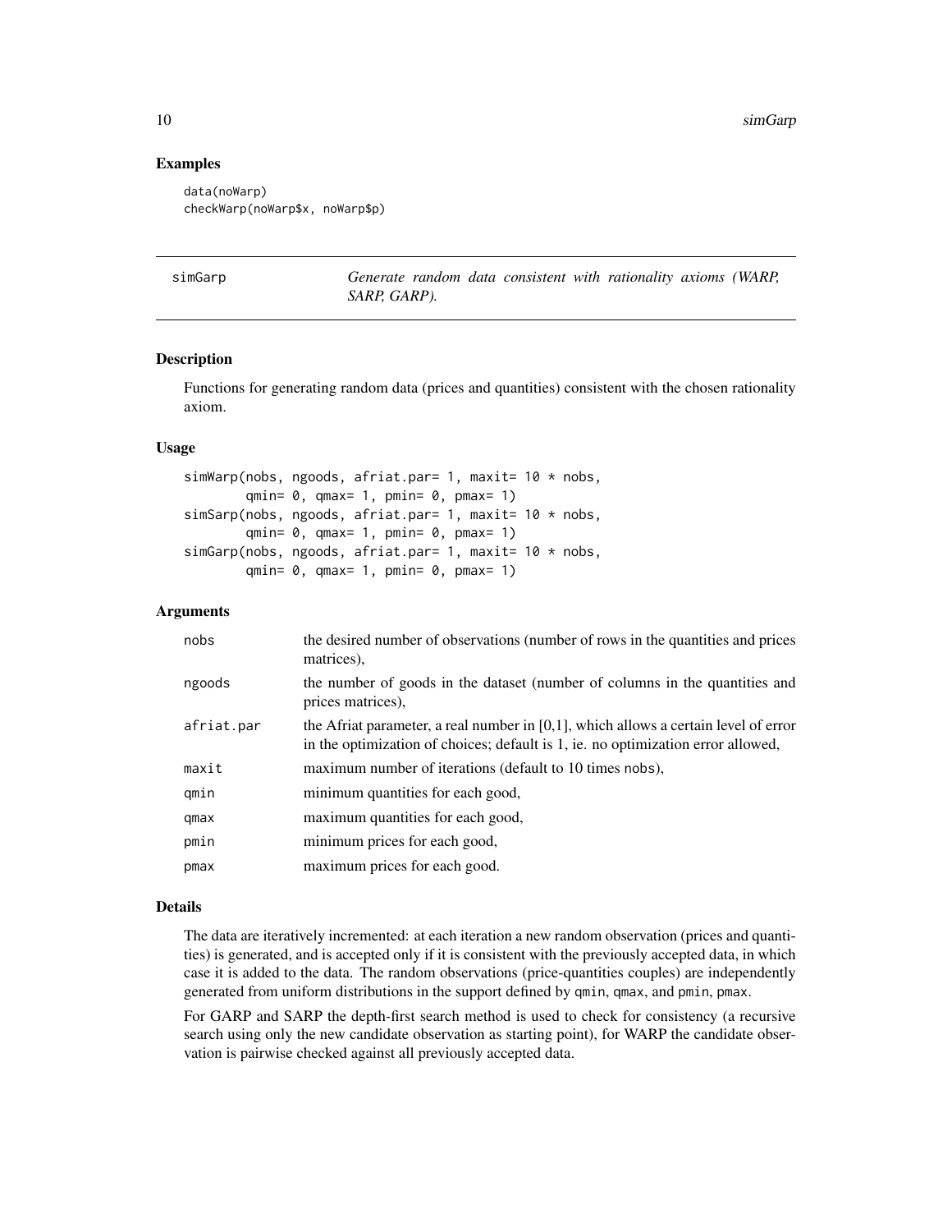### Examples

```
data(noWarp)
checkWarp(noWarp$x, noWarp$p)
```

---

## simGarp — *Generate random data consistent with rationality axioms (WARP, SARP, GARP).*

---

### Description

Functions for generating random data (prices and quantities) consistent with the chosen rationality axiom.

### Usage

```
simWarp(nobs, ngoods, afriat.par= 1, maxit= 10 * nobs,
        qmin= 0, qmax= 1, pmin= 0, pmax= 1)
simSarp(nobs, ngoods, afriat.par= 1, maxit= 10 * nobs,
        qmin= 0, qmax= 1, pmin= 0, pmax= 1)
simGarp(nobs, ngoods, afriat.par= 1, maxit= 10 * nobs,
        qmin= 0, qmax= 1, pmin= 0, pmax= 1)
```

### Arguments

| | |
|---|---|
| nobs | the desired number of observations (number of rows in the quantities and prices matrices), |
| ngoods | the number of goods in the dataset (number of columns in the quantities and prices matrices), |
| afriat.par | the Afriat parameter, a real number in [0,1], which allows a certain level of error in the optimization of choices; default is 1, ie. no optimization error allowed, |
| maxit | maximum number of iterations (default to 10 times nobs), |
| qmin | minimum quantities for each good, |
| qmax | maximum quantities for each good, |
| pmin | minimum prices for each good, |
| pmax | maximum prices for each good. |

### Details

The data are iteratively incremented: at each iteration a new random observation (prices and quantities) is generated, and is accepted only if it is consistent with the previously accepted data, in which case it is added to the data. The random observations (price-quantities couples) are independently generated from uniform distributions in the support defined by qmin, qmax, and pmin, pmax.

For GARP and SARP the depth-first search method is used to check for consistency (a recursive search using only the new candidate observation as starting point), for WARP the candidate observation is pairwise checked against all previously accepted data.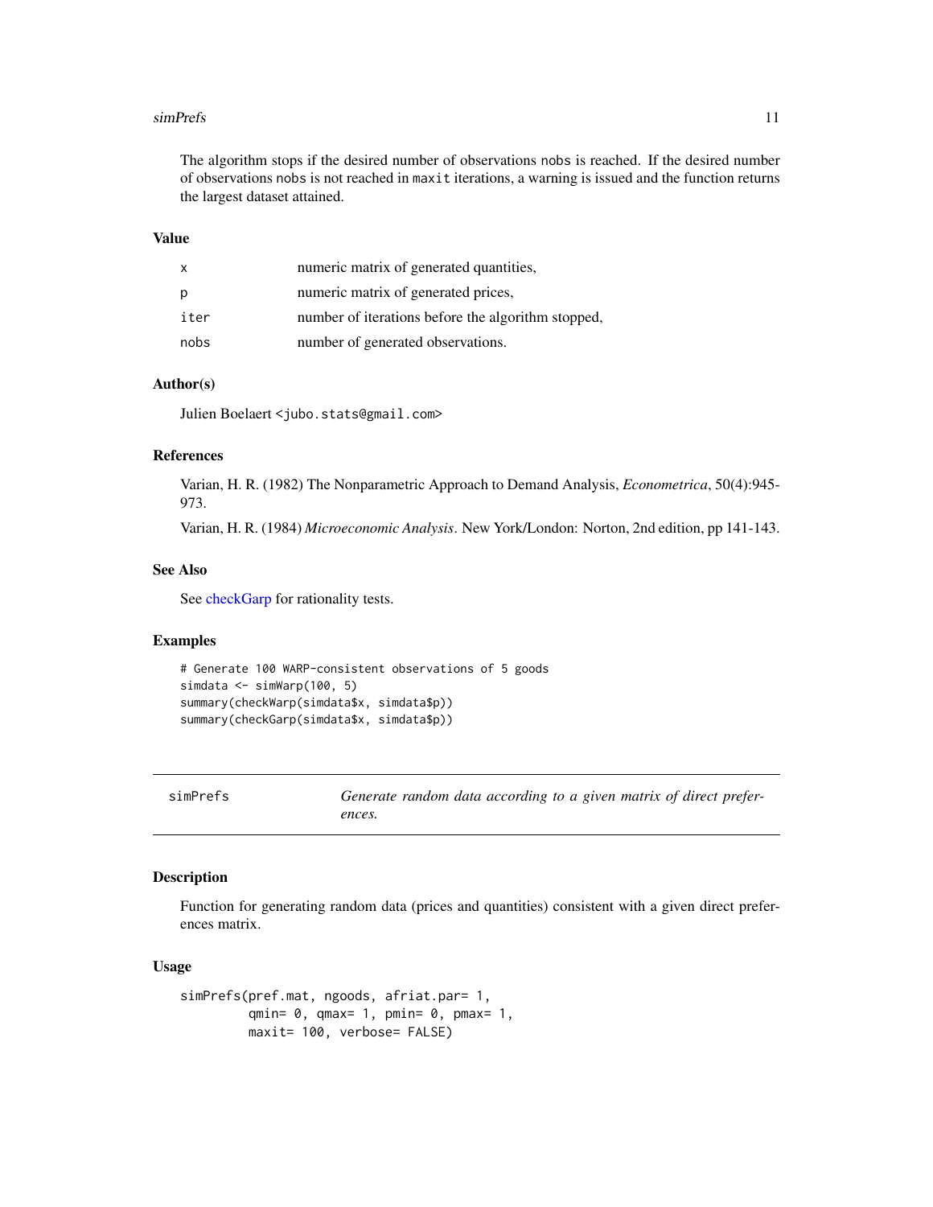The algorithm stops if the desired number of observations `nobs` is reached. If the desired number of observations `nobs` is not reached in `maxit` iterations, a warning is issued and the function returns the largest dataset attained.

### Value

| | |
|---|---|
| `x` | numeric matrix of generated quantities, |
| `p` | numeric matrix of generated prices, |
| `iter` | number of iterations before the algorithm stopped, |
| `nobs` | number of generated observations. |

### Author(s)

Julien Boelaert <`jubo.stats@gmail.com`>

### References

Varian, H. R. (1982) The Nonparametric Approach to Demand Analysis, *Econometrica*, 50(4):945-973.

Varian, H. R. (1984) *Microeconomic Analysis*. New York/London: Norton, 2nd edition, pp 141-143.

### See Also

See checkGarp for rationality tests.

### Examples

```
# Generate 100 WARP-consistent observations of 5 goods
simdata <- simWarp(100, 5)
summary(checkWarp(simdata$x, simdata$p))
summary(checkGarp(simdata$x, simdata$p))
```

---

## simPrefs — *Generate random data according to a given matrix of direct preferences.*

### Description

Function for generating random data (prices and quantities) consistent with a given direct preferences matrix.

### Usage

```
simPrefs(pref.mat, ngoods, afriat.par= 1,
         qmin= 0, qmax= 1, pmin= 0, pmax= 1,
         maxit= 100, verbose= FALSE)
```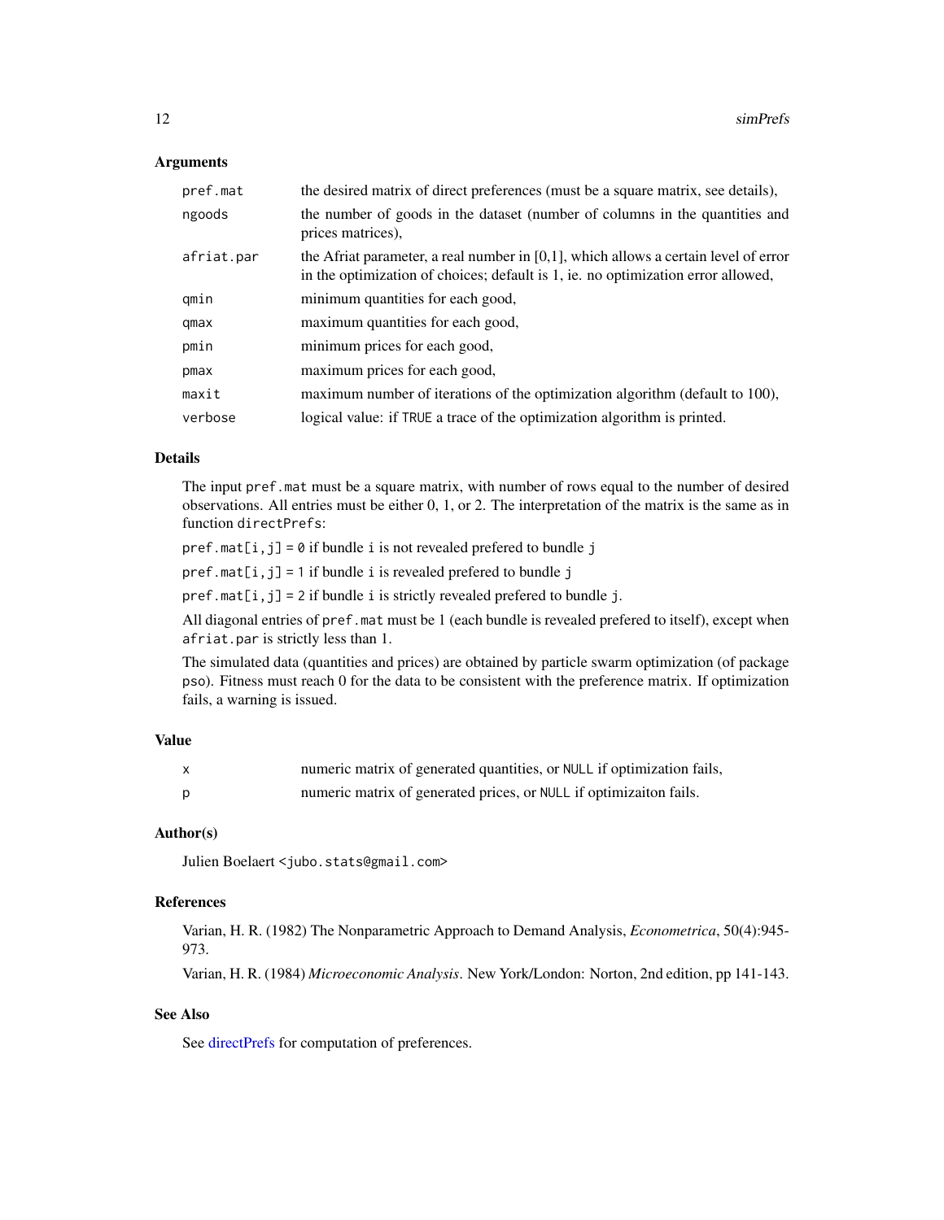### Arguments

| | |
|---|---|
| `pref.mat` | the desired matrix of direct preferences (must be a square matrix, see details), |
| `ngoods` | the number of goods in the dataset (number of columns in the quantities and prices matrices), |
| `afriat.par` | the Afriat parameter, a real number in [0,1], which allows a certain level of error in the optimization of choices; default is 1, ie. no optimization error allowed, |
| `qmin` | minimum quantities for each good, |
| `qmax` | maximum quantities for each good, |
| `pmin` | minimum prices for each good, |
| `pmax` | maximum prices for each good, |
| `maxit` | maximum number of iterations of the optimization algorithm (default to 100), |
| `verbose` | logical value: if `TRUE` a trace of the optimization algorithm is printed. |

### Details

The input `pref.mat` must be a square matrix, with number of rows equal to the number of desired observations. All entries must be either 0, 1, or 2. The interpretation of the matrix is the same as in function `directPrefs`:

`pref.mat[i,j] = 0` if bundle `i` is not revealed prefered to bundle `j`

`pref.mat[i,j] = 1` if bundle `i` is revealed prefered to bundle `j`

`pref.mat[i,j] = 2` if bundle `i` is strictly revealed prefered to bundle `j`.

All diagonal entries of `pref.mat` must be 1 (each bundle is revealed prefered to itself), except when `afriat.par` is strictly less than 1.

The simulated data (quantities and prices) are obtained by particle swarm optimization (of package `pso`). Fitness must reach 0 for the data to be consistent with the preference matrix. If optimization fails, a warning is issued.

### Value

| | |
|---|---|
| `x` | numeric matrix of generated quantities, or `NULL` if optimization fails, |
| `p` | numeric matrix of generated prices, or `NULL` if optimizaiton fails. |

### Author(s)

Julien Boelaert <jubo.stats@gmail.com>

### References

Varian, H. R. (1982) The Nonparametric Approach to Demand Analysis, *Econometrica*, 50(4):945-973.

Varian, H. R. (1984) *Microeconomic Analysis*. New York/London: Norton, 2nd edition, pp 141-143.

### See Also

See directPrefs for computation of preferences.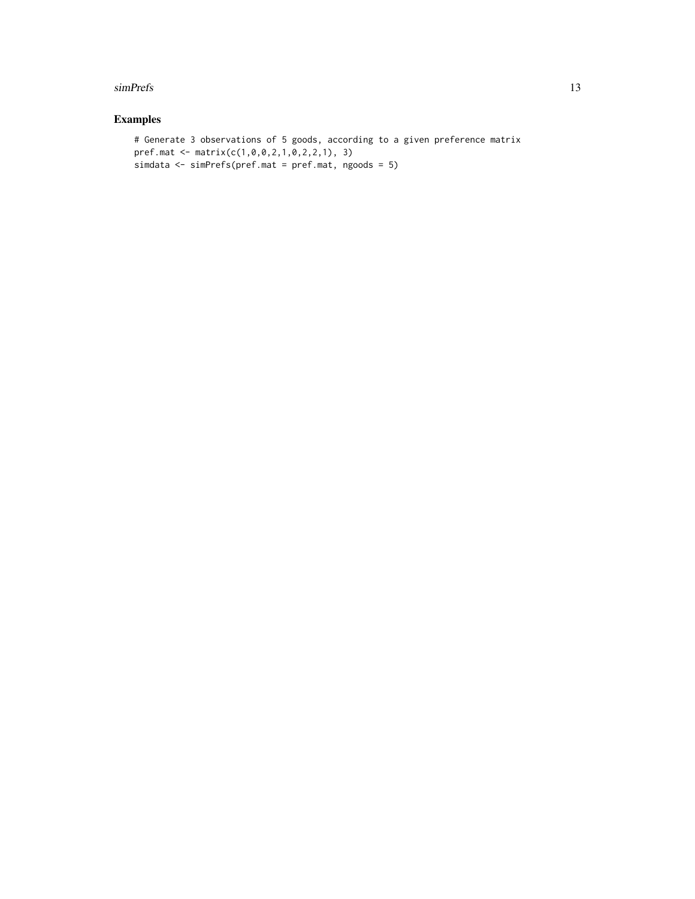## Examples

```
# Generate 3 observations of 5 goods, according to a given preference matrix
pref.mat <- matrix(c(1,0,0,2,1,0,2,2,1), 3)
simdata <- simPrefs(pref.mat = pref.mat, ngoods = 5)
```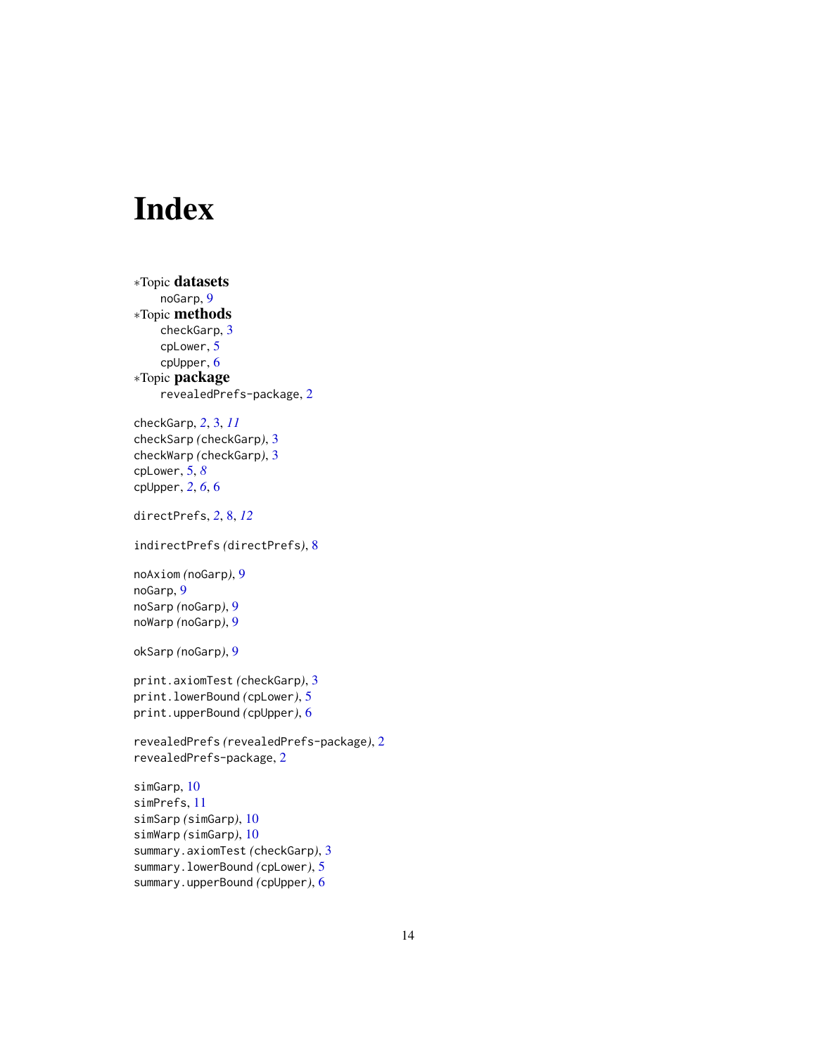# Index

*Topic **datasets**
noGarp, 9

*Topic **methods**
checkGarp, 3
cpLower, 5
cpUpper, 6

*Topic **package**
revealedPrefs-package, 2

checkGarp, *2*, 3, *11*
checkSarp *(*checkGarp*)*, 3
checkWarp *(*checkGarp*)*, 3
cpLower, 5, *8*
cpUpper, *2*, *6*, 6

directPrefs, *2*, 8, *12*

indirectPrefs *(*directPrefs*)*, 8

noAxiom *(*noGarp*)*, 9
noGarp, 9
noSarp *(*noGarp*)*, 9
noWarp *(*noGarp*)*, 9

okSarp *(*noGarp*)*, 9

print.axiomTest *(*checkGarp*)*, 3
print.lowerBound *(*cpLower*)*, 5
print.upperBound *(*cpUpper*)*, 6

revealedPrefs *(*revealedPrefs-package*)*, 2
revealedPrefs-package, 2

simGarp, 10
simPrefs, 11
simSarp *(*simGarp*)*, 10
simWarp *(*simGarp*)*, 10
summary.axiomTest *(*checkGarp*)*, 3
summary.lowerBound *(*cpLower*)*, 5
summary.upperBound *(*cpUpper*)*, 6